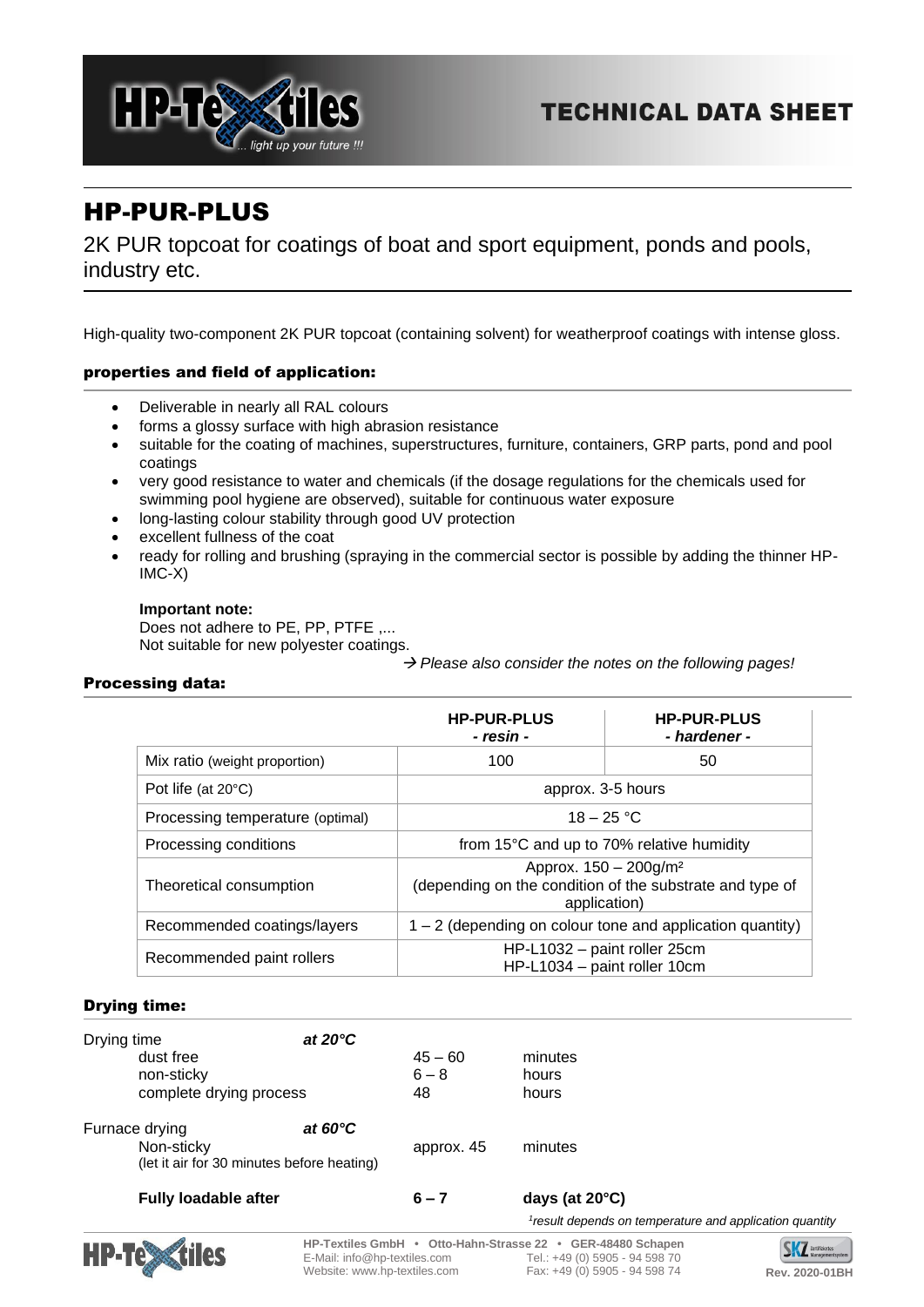# HP-PUR-PLUS

2K PUR topcoat for coatings of boat and sport equipment, ponds and pools, industry etc.

High-quality two-component 2K PUR topcoat (containing solvent) for weatherproof coatings with intense gloss.

## properties and field of application:

- Deliverable in nearly all RAL colours
- forms a glossy surface with high abrasion resistance
- suitable for the coating of machines, superstructures, furniture, containers, GRP parts, pond and pool coatings
- very good resistance to water and chemicals (if the dosage regulations for the chemicals used for swimming pool hygiene are observed), suitable for continuous water exposure
- long-lasting colour stability through good UV protection
- excellent fullness of the coat
- ready for rolling and brushing (spraying in the commercial sector is possible by adding the thinner HP-IMC-X)

**Important note:**
Does not adhere to PE, PP, PTFE ,...
Not suitable for new polyester coatings.

→ *Please also consider the notes on the following pages!*

## Processing data:

| | **HP-PUR-PLUS** *- resin -* | **HP-PUR-PLUS** *- hardener -* |
|---|---|---|
| Mix ratio (weight proportion) | 100 | 50 |
| Pot life (at 20°C) | approx. 3-5 hours | |
| Processing temperature (optimal) | 18 – 25 °C | |
| Processing conditions | from 15°C and up to 70% relative humidity | |
| Theoretical consumption | Approx. 150 – 200g/m² (depending on the condition of the substrate and type of application) | |
| Recommended coatings/layers | 1 – 2 (depending on colour tone and application quantity) | |
| Recommended paint rollers | HP-L1032 – paint roller 25cm<br>HP-L1034 – paint roller 10cm | |

## Drying time:

| | | | |
|---|---|---|---|
| Drying time | *at 20°C* | | |
| dust free | | 45 – 60 | minutes |
| non-sticky | | 6 – 8 | hours |
| complete drying process | | 48 | hours |
| Furnace drying | *at 60°C* | | |
| Non-sticky (let it air for 30 minutes before heating) | | approx. 45 | minutes |
| **Fully loadable after** | | **6 – 7** | **days (at 20°C)** |

*[1]result depends on temperature and application quantity*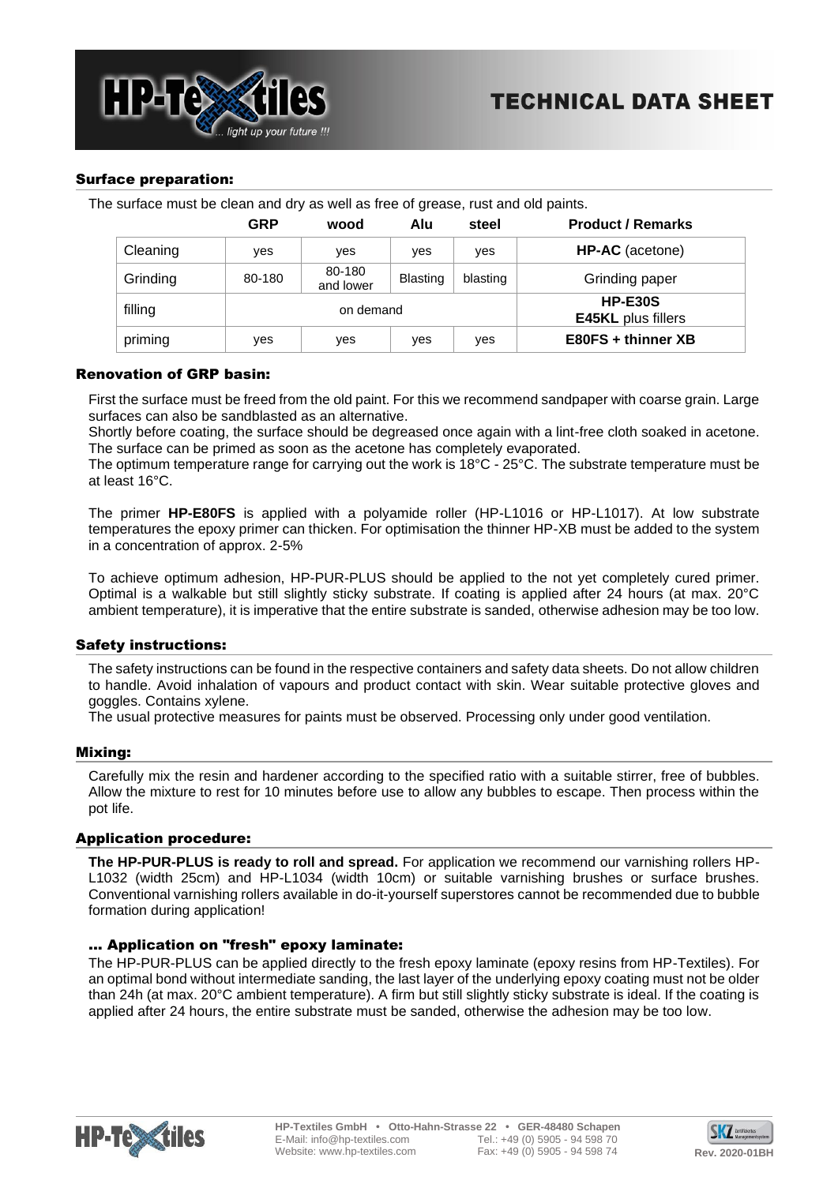## Surface preparation:

The surface must be clean and dry as well as free of grease, rust and old paints.

| | GRP | wood | Alu | steel | Product / Remarks |
|---|---|---|---|---|---|
| Cleaning | yes | yes | yes | yes | **HP-AC** (acetone) |
| Grinding | 80-180 | 80-180 and lower | Blasting | blasting | Grinding paper |
| filling | on demand | | | | **HP-E30S** **E45KL** plus fillers |
| priming | yes | yes | yes | yes | **E80FS + thinner XB** |

## Renovation of GRP basin:

First the surface must be freed from the old paint. For this we recommend sandpaper with coarse grain. Large surfaces can also be sandblasted as an alternative.
Shortly before coating, the surface should be degreased once again with a lint-free cloth soaked in acetone. The surface can be primed as soon as the acetone has completely evaporated.
The optimum temperature range for carrying out the work is 18°C - 25°C. The substrate temperature must be at least 16°C.

The primer **HP-E80FS** is applied with a polyamide roller (HP-L1016 or HP-L1017). At low substrate temperatures the epoxy primer can thicken. For optimisation the thinner HP-XB must be added to the system in a concentration of approx. 2-5%

To achieve optimum adhesion, HP-PUR-PLUS should be applied to the not yet completely cured primer. Optimal is a walkable but still slightly sticky substrate. If coating is applied after 24 hours (at max. 20°C ambient temperature), it is imperative that the entire substrate is sanded, otherwise adhesion may be too low.

## Safety instructions:

The safety instructions can be found in the respective containers and safety data sheets. Do not allow children to handle. Avoid inhalation of vapours and product contact with skin. Wear suitable protective gloves and goggles. Contains xylene.
The usual protective measures for paints must be observed. Processing only under good ventilation.

## Mixing:

Carefully mix the resin and hardener according to the specified ratio with a suitable stirrer, free of bubbles. Allow the mixture to rest for 10 minutes before use to allow any bubbles to escape. Then process within the pot life.

## Application procedure:

**The HP-PUR-PLUS is ready to roll and spread.** For application we recommend our varnishing rollers HP-L1032 (width 25cm) and HP-L1034 (width 10cm) or suitable varnishing brushes or surface brushes. Conventional varnishing rollers available in do-it-yourself superstores cannot be recommended due to bubble formation during application!

### ... Application on "fresh" epoxy laminate:

The HP-PUR-PLUS can be applied directly to the fresh epoxy laminate (epoxy resins from HP-Textiles). For an optimal bond without intermediate sanding, the last layer of the underlying epoxy coating must not be older than 24h (at max. 20°C ambient temperature). A firm but still slightly sticky substrate is ideal. If the coating is applied after 24 hours, the entire substrate must be sanded, otherwise the adhesion may be too low.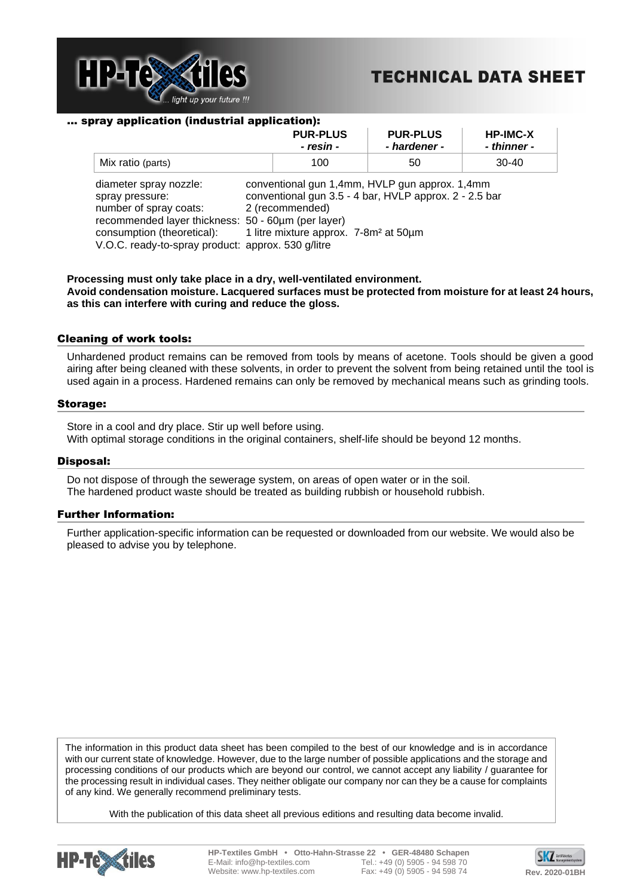### ... spray application (industrial application):

| | PUR-PLUS *- resin -* | PUR-PLUS *- hardener -* | HP-IMC-X *- thinner -* |
|---|---|---|---|
| Mix ratio (parts) | 100 | 50 | 30-40 |

diameter spray nozzle: conventional gun 1,4mm, HVLP gun approx. 1,4mm
spray pressure: conventional gun 3.5 - 4 bar, HVLP approx. 2 - 2.5 bar
number of spray coats: 2 (recommended)
recommended layer thickness: 50 - 60µm (per layer)
consumption (theoretical): 1 litre mixture approx. 7-8m² at 50µm
V.O.C. ready-to-spray product: approx. 530 g/litre

**Processing must only take place in a dry, well-ventilated environment.**
**Avoid condensation moisture. Lacquered surfaces must be protected from moisture for at least 24 hours, as this can interfere with curing and reduce the gloss.**

### Cleaning of work tools:

Unhardened product remains can be removed from tools by means of acetone. Tools should be given a good airing after being cleaned with these solvents, in order to prevent the solvent from being retained until the tool is used again in a process. Hardened remains can only be removed by mechanical means such as grinding tools.

### Storage:

Store in a cool and dry place. Stir up well before using.
With optimal storage conditions in the original containers, shelf-life should be beyond 12 months.

### Disposal:

Do not dispose of through the sewerage system, on areas of open water or in the soil.
The hardened product waste should be treated as building rubbish or household rubbish.

### Further Information:

Further application-specific information can be requested or downloaded from our website. We would also be pleased to advise you by telephone.

The information in this product data sheet has been compiled to the best of our knowledge and is in accordance with our current state of knowledge. However, due to the large number of possible applications and the storage and processing conditions of our products which are beyond our control, we cannot accept any liability / guarantee for the processing result in individual cases. They neither obligate our company nor can they be a cause for complaints of any kind. We generally recommend preliminary tests.

With the publication of this data sheet all previous editions and resulting data become invalid.

**HP-Textiles GmbH • Otto-Hahn-Strasse 22 • GER-48480 Schapen**
E-Mail: info@hp-textiles.com Tel.: +49 (0) 5905 - 94 598 70
Website: www.hp-textiles.com Fax: +49 (0) 5905 - 94 598 74

**Rev. 2020-01BH**